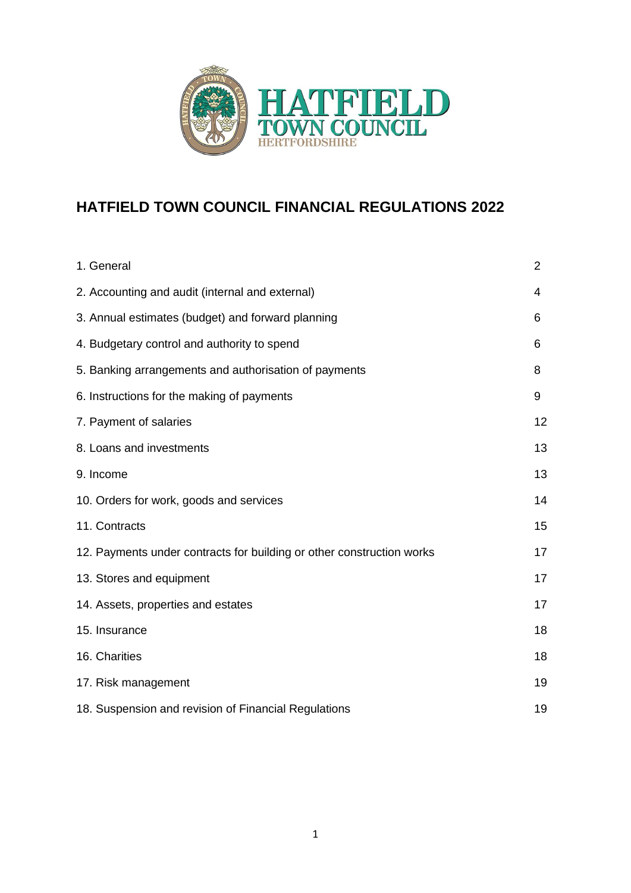# HATFIELD TOWN COUNCIL FINANCIAL REGULATIONS 2022

| | |
|---|---|
| 1. General | 2 |
| 2. Accounting and audit (internal and external) | 4 |
| 3. Annual estimates (budget) and forward planning | 6 |
| 4. Budgetary control and authority to spend | 6 |
| 5. Banking arrangements and authorisation of payments | 8 |
| 6. Instructions for the making of payments | 9 |
| 7. Payment of salaries | 12 |
| 8. Loans and investments | 13 |
| 9. Income | 13 |
| 10. Orders for work, goods and services | 14 |
| 11. Contracts | 15 |
| 12. Payments under contracts for building or other construction works | 17 |
| 13. Stores and equipment | 17 |
| 14. Assets, properties and estates | 17 |
| 15. Insurance | 18 |
| 16. Charities | 18 |
| 17. Risk management | 19 |
| 18. Suspension and revision of Financial Regulations | 19 |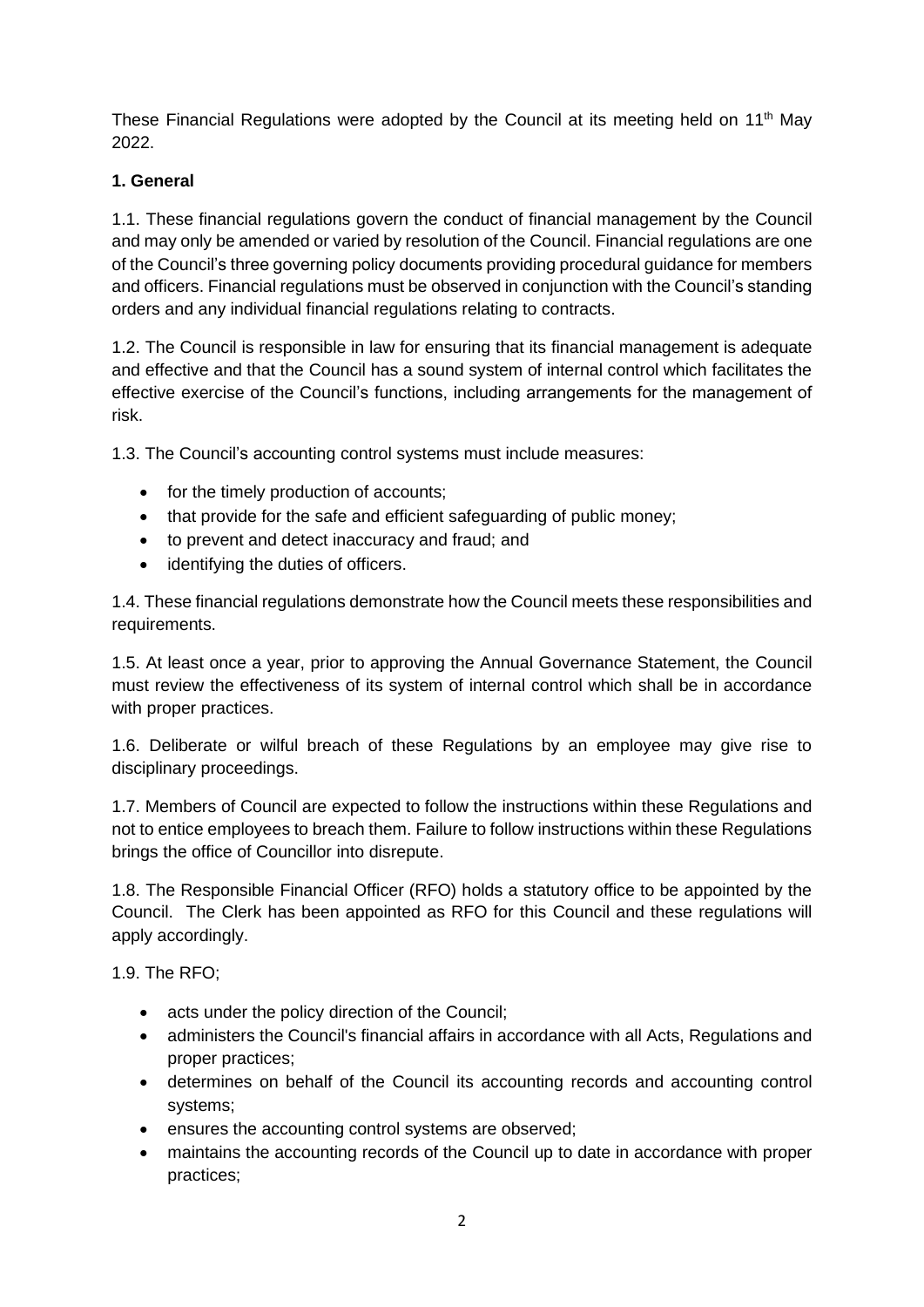These Financial Regulations were adopted by the Council at its meeting held on 11th May 2022.

**1. General**

1.1. These financial regulations govern the conduct of financial management by the Council and may only be amended or varied by resolution of the Council. Financial regulations are one of the Council's three governing policy documents providing procedural guidance for members and officers. Financial regulations must be observed in conjunction with the Council's standing orders and any individual financial regulations relating to contracts.

1.2. The Council is responsible in law for ensuring that its financial management is adequate and effective and that the Council has a sound system of internal control which facilitates the effective exercise of the Council's functions, including arrangements for the management of risk.

1.3. The Council's accounting control systems must include measures:

- for the timely production of accounts;
- that provide for the safe and efficient safeguarding of public money;
- to prevent and detect inaccuracy and fraud; and
- identifying the duties of officers.

1.4. These financial regulations demonstrate how the Council meets these responsibilities and requirements.

1.5. At least once a year, prior to approving the Annual Governance Statement, the Council must review the effectiveness of its system of internal control which shall be in accordance with proper practices.

1.6. Deliberate or wilful breach of these Regulations by an employee may give rise to disciplinary proceedings.

1.7. Members of Council are expected to follow the instructions within these Regulations and not to entice employees to breach them. Failure to follow instructions within these Regulations brings the office of Councillor into disrepute.

1.8. The Responsible Financial Officer (RFO) holds a statutory office to be appointed by the Council. The Clerk has been appointed as RFO for this Council and these regulations will apply accordingly.

1.9. The RFO;

- acts under the policy direction of the Council;
- administers the Council's financial affairs in accordance with all Acts, Regulations and proper practices;
- determines on behalf of the Council its accounting records and accounting control systems;
- ensures the accounting control systems are observed;
- maintains the accounting records of the Council up to date in accordance with proper practices;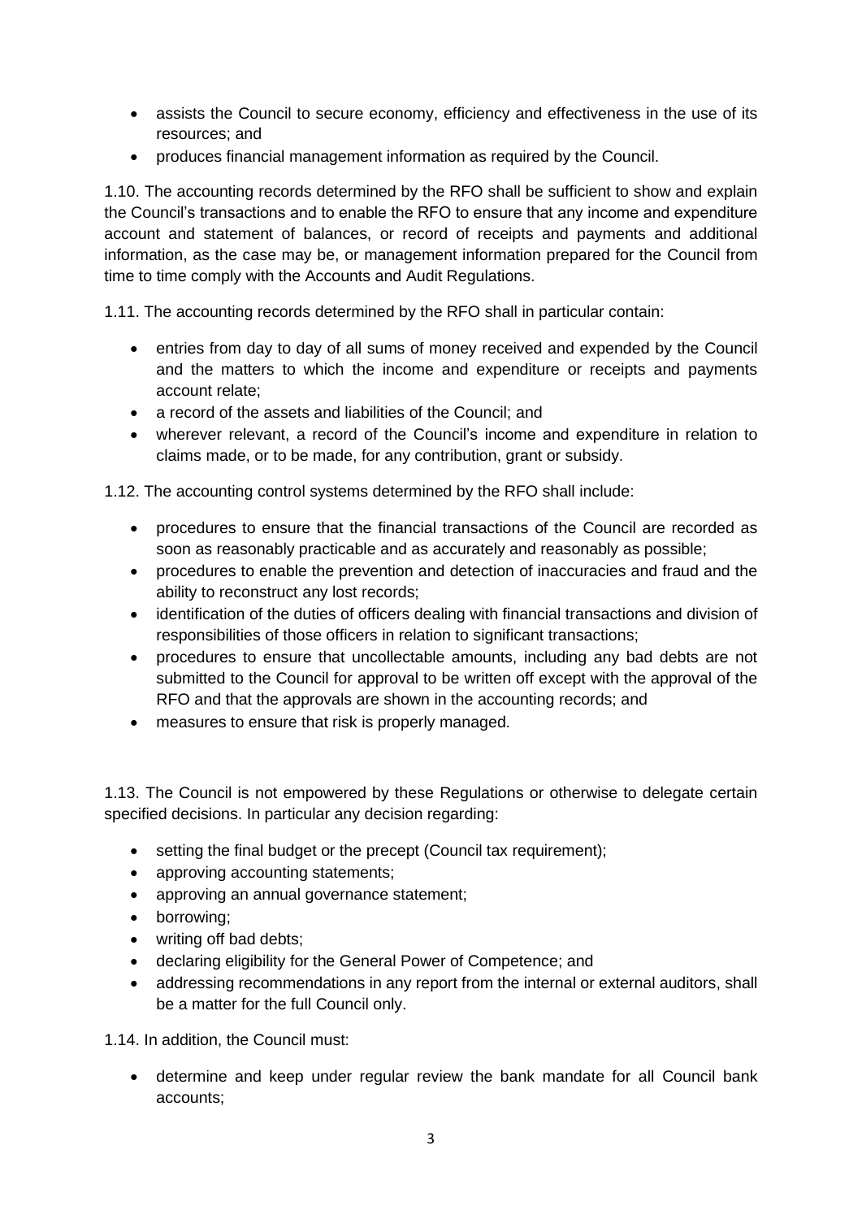- assists the Council to secure economy, efficiency and effectiveness in the use of its resources; and
- produces financial management information as required by the Council.

1.10. The accounting records determined by the RFO shall be sufficient to show and explain the Council's transactions and to enable the RFO to ensure that any income and expenditure account and statement of balances, or record of receipts and payments and additional information, as the case may be, or management information prepared for the Council from time to time comply with the Accounts and Audit Regulations.

1.11. The accounting records determined by the RFO shall in particular contain:

- entries from day to day of all sums of money received and expended by the Council and the matters to which the income and expenditure or receipts and payments account relate;
- a record of the assets and liabilities of the Council; and
- wherever relevant, a record of the Council's income and expenditure in relation to claims made, or to be made, for any contribution, grant or subsidy.

1.12. The accounting control systems determined by the RFO shall include:

- procedures to ensure that the financial transactions of the Council are recorded as soon as reasonably practicable and as accurately and reasonably as possible;
- procedures to enable the prevention and detection of inaccuracies and fraud and the ability to reconstruct any lost records;
- identification of the duties of officers dealing with financial transactions and division of responsibilities of those officers in relation to significant transactions;
- procedures to ensure that uncollectable amounts, including any bad debts are not submitted to the Council for approval to be written off except with the approval of the RFO and that the approvals are shown in the accounting records; and
- measures to ensure that risk is properly managed.

1.13. The Council is not empowered by these Regulations or otherwise to delegate certain specified decisions. In particular any decision regarding:

- setting the final budget or the precept (Council tax requirement);
- approving accounting statements;
- approving an annual governance statement;
- borrowing;
- writing off bad debts;
- declaring eligibility for the General Power of Competence; and
- addressing recommendations in any report from the internal or external auditors, shall be a matter for the full Council only.

1.14. In addition, the Council must:

- determine and keep under regular review the bank mandate for all Council bank accounts;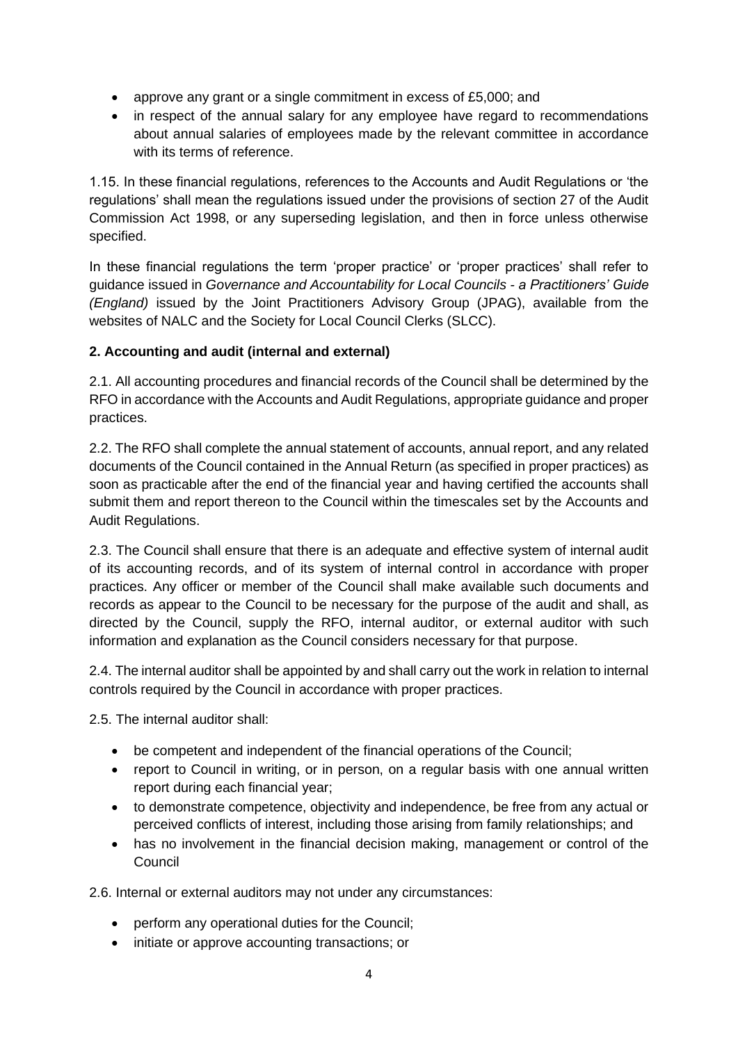- approve any grant or a single commitment in excess of £5,000; and
- in respect of the annual salary for any employee have regard to recommendations about annual salaries of employees made by the relevant committee in accordance with its terms of reference.

1.15. In these financial regulations, references to the Accounts and Audit Regulations or 'the regulations' shall mean the regulations issued under the provisions of section 27 of the Audit Commission Act 1998, or any superseding legislation, and then in force unless otherwise specified.

In these financial regulations the term 'proper practice' or 'proper practices' shall refer to guidance issued in *Governance and Accountability for Local Councils - a Practitioners' Guide (England)* issued by the Joint Practitioners Advisory Group (JPAG), available from the websites of NALC and the Society for Local Council Clerks (SLCC).

**2. Accounting and audit (internal and external)**

2.1. All accounting procedures and financial records of the Council shall be determined by the RFO in accordance with the Accounts and Audit Regulations, appropriate guidance and proper practices.

2.2. The RFO shall complete the annual statement of accounts, annual report, and any related documents of the Council contained in the Annual Return (as specified in proper practices) as soon as practicable after the end of the financial year and having certified the accounts shall submit them and report thereon to the Council within the timescales set by the Accounts and Audit Regulations.

2.3. The Council shall ensure that there is an adequate and effective system of internal audit of its accounting records, and of its system of internal control in accordance with proper practices. Any officer or member of the Council shall make available such documents and records as appear to the Council to be necessary for the purpose of the audit and shall, as directed by the Council, supply the RFO, internal auditor, or external auditor with such information and explanation as the Council considers necessary for that purpose.

2.4. The internal auditor shall be appointed by and shall carry out the work in relation to internal controls required by the Council in accordance with proper practices.

2.5. The internal auditor shall:

- be competent and independent of the financial operations of the Council;
- report to Council in writing, or in person, on a regular basis with one annual written report during each financial year;
- to demonstrate competence, objectivity and independence, be free from any actual or perceived conflicts of interest, including those arising from family relationships; and
- has no involvement in the financial decision making, management or control of the Council

2.6. Internal or external auditors may not under any circumstances:

- perform any operational duties for the Council;
- initiate or approve accounting transactions; or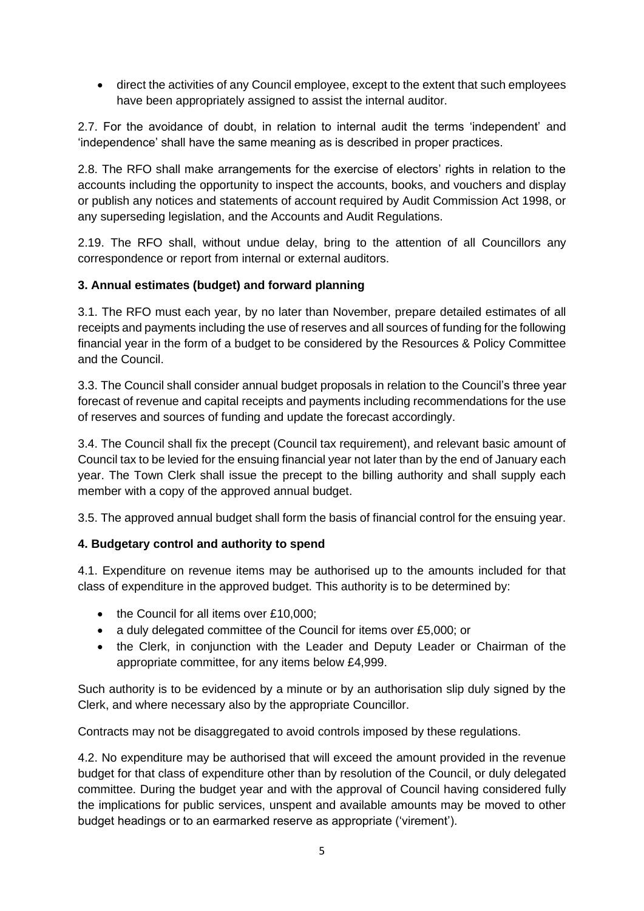- direct the activities of any Council employee, except to the extent that such employees have been appropriately assigned to assist the internal auditor.

2.7. For the avoidance of doubt, in relation to internal audit the terms 'independent' and 'independence' shall have the same meaning as is described in proper practices.

2.8. The RFO shall make arrangements for the exercise of electors' rights in relation to the accounts including the opportunity to inspect the accounts, books, and vouchers and display or publish any notices and statements of account required by Audit Commission Act 1998, or any superseding legislation, and the Accounts and Audit Regulations.

2.19. The RFO shall, without undue delay, bring to the attention of all Councillors any correspondence or report from internal or external auditors.

### 3. Annual estimates (budget) and forward planning

3.1. The RFO must each year, by no later than November, prepare detailed estimates of all receipts and payments including the use of reserves and all sources of funding for the following financial year in the form of a budget to be considered by the Resources & Policy Committee and the Council.

3.3. The Council shall consider annual budget proposals in relation to the Council's three year forecast of revenue and capital receipts and payments including recommendations for the use of reserves and sources of funding and update the forecast accordingly.

3.4. The Council shall fix the precept (Council tax requirement), and relevant basic amount of Council tax to be levied for the ensuing financial year not later than by the end of January each year. The Town Clerk shall issue the precept to the billing authority and shall supply each member with a copy of the approved annual budget.

3.5. The approved annual budget shall form the basis of financial control for the ensuing year.

### 4. Budgetary control and authority to spend

4.1. Expenditure on revenue items may be authorised up to the amounts included for that class of expenditure in the approved budget. This authority is to be determined by:

- the Council for all items over £10,000;
- a duly delegated committee of the Council for items over £5,000; or
- the Clerk, in conjunction with the Leader and Deputy Leader or Chairman of the appropriate committee, for any items below £4,999.

Such authority is to be evidenced by a minute or by an authorisation slip duly signed by the Clerk, and where necessary also by the appropriate Councillor.

Contracts may not be disaggregated to avoid controls imposed by these regulations.

4.2. No expenditure may be authorised that will exceed the amount provided in the revenue budget for that class of expenditure other than by resolution of the Council, or duly delegated committee. During the budget year and with the approval of Council having considered fully the implications for public services, unspent and available amounts may be moved to other budget headings or to an earmarked reserve as appropriate ('virement').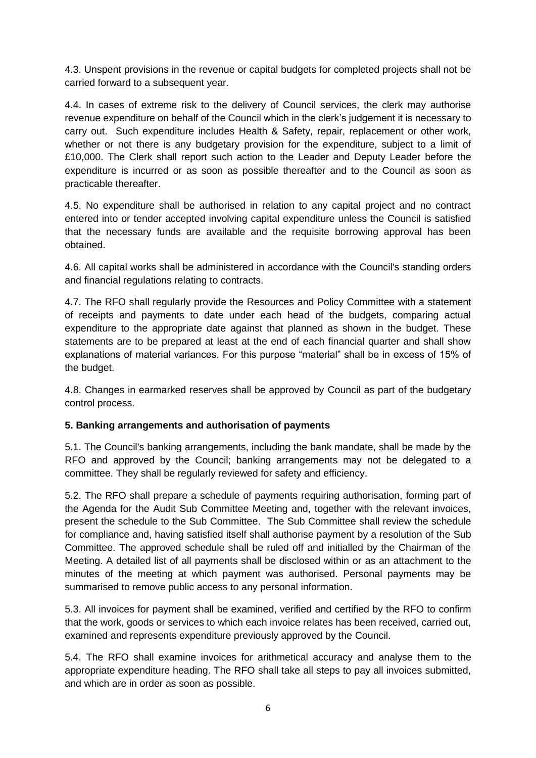4.3. Unspent provisions in the revenue or capital budgets for completed projects shall not be carried forward to a subsequent year.

4.4. In cases of extreme risk to the delivery of Council services, the clerk may authorise revenue expenditure on behalf of the Council which in the clerk's judgement it is necessary to carry out. Such expenditure includes Health & Safety, repair, replacement or other work, whether or not there is any budgetary provision for the expenditure, subject to a limit of £10,000. The Clerk shall report such action to the Leader and Deputy Leader before the expenditure is incurred or as soon as possible thereafter and to the Council as soon as practicable thereafter.

4.5. No expenditure shall be authorised in relation to any capital project and no contract entered into or tender accepted involving capital expenditure unless the Council is satisfied that the necessary funds are available and the requisite borrowing approval has been obtained.

4.6. All capital works shall be administered in accordance with the Council's standing orders and financial regulations relating to contracts.

4.7. The RFO shall regularly provide the Resources and Policy Committee with a statement of receipts and payments to date under each head of the budgets, comparing actual expenditure to the appropriate date against that planned as shown in the budget. These statements are to be prepared at least at the end of each financial quarter and shall show explanations of material variances. For this purpose "material" shall be in excess of 15% of the budget.

4.8. Changes in earmarked reserves shall be approved by Council as part of the budgetary control process.

**5. Banking arrangements and authorisation of payments**

5.1. The Council's banking arrangements, including the bank mandate, shall be made by the RFO and approved by the Council; banking arrangements may not be delegated to a committee. They shall be regularly reviewed for safety and efficiency.

5.2. The RFO shall prepare a schedule of payments requiring authorisation, forming part of the Agenda for the Audit Sub Committee Meeting and, together with the relevant invoices, present the schedule to the Sub Committee. The Sub Committee shall review the schedule for compliance and, having satisfied itself shall authorise payment by a resolution of the Sub Committee. The approved schedule shall be ruled off and initialled by the Chairman of the Meeting. A detailed list of all payments shall be disclosed within or as an attachment to the minutes of the meeting at which payment was authorised. Personal payments may be summarised to remove public access to any personal information.

5.3. All invoices for payment shall be examined, verified and certified by the RFO to confirm that the work, goods or services to which each invoice relates has been received, carried out, examined and represents expenditure previously approved by the Council.

5.4. The RFO shall examine invoices for arithmetical accuracy and analyse them to the appropriate expenditure heading. The RFO shall take all steps to pay all invoices submitted, and which are in order as soon as possible.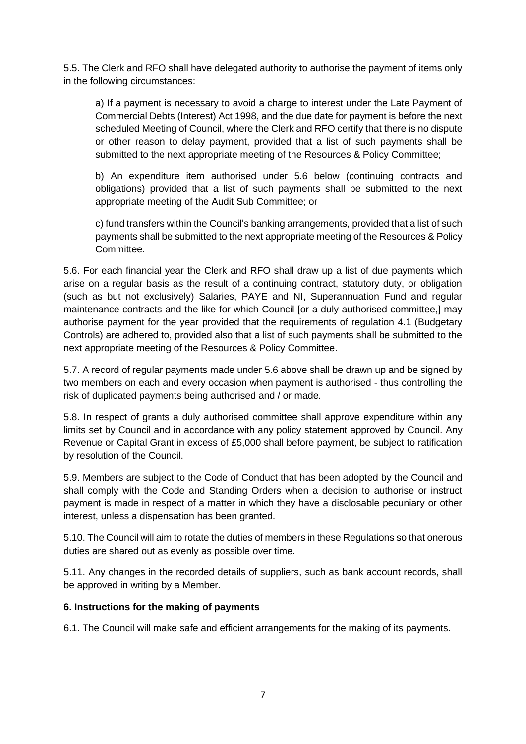5.5. The Clerk and RFO shall have delegated authority to authorise the payment of items only in the following circumstances:

a) If a payment is necessary to avoid a charge to interest under the Late Payment of Commercial Debts (Interest) Act 1998, and the due date for payment is before the next scheduled Meeting of Council, where the Clerk and RFO certify that there is no dispute or other reason to delay payment, provided that a list of such payments shall be submitted to the next appropriate meeting of the Resources & Policy Committee;

b) An expenditure item authorised under 5.6 below (continuing contracts and obligations) provided that a list of such payments shall be submitted to the next appropriate meeting of the Audit Sub Committee; or

c) fund transfers within the Council's banking arrangements, provided that a list of such payments shall be submitted to the next appropriate meeting of the Resources & Policy Committee.

5.6. For each financial year the Clerk and RFO shall draw up a list of due payments which arise on a regular basis as the result of a continuing contract, statutory duty, or obligation (such as but not exclusively) Salaries, PAYE and NI, Superannuation Fund and regular maintenance contracts and the like for which Council [or a duly authorised committee,] may authorise payment for the year provided that the requirements of regulation 4.1 (Budgetary Controls) are adhered to, provided also that a list of such payments shall be submitted to the next appropriate meeting of the Resources & Policy Committee.

5.7. A record of regular payments made under 5.6 above shall be drawn up and be signed by two members on each and every occasion when payment is authorised - thus controlling the risk of duplicated payments being authorised and / or made.

5.8. In respect of grants a duly authorised committee shall approve expenditure within any limits set by Council and in accordance with any policy statement approved by Council. Any Revenue or Capital Grant in excess of £5,000 shall before payment, be subject to ratification by resolution of the Council.

5.9. Members are subject to the Code of Conduct that has been adopted by the Council and shall comply with the Code and Standing Orders when a decision to authorise or instruct payment is made in respect of a matter in which they have a disclosable pecuniary or other interest, unless a dispensation has been granted.

5.10. The Council will aim to rotate the duties of members in these Regulations so that onerous duties are shared out as evenly as possible over time.

5.11. Any changes in the recorded details of suppliers, such as bank account records, shall be approved in writing by a Member.

**6. Instructions for the making of payments**

6.1. The Council will make safe and efficient arrangements for the making of its payments.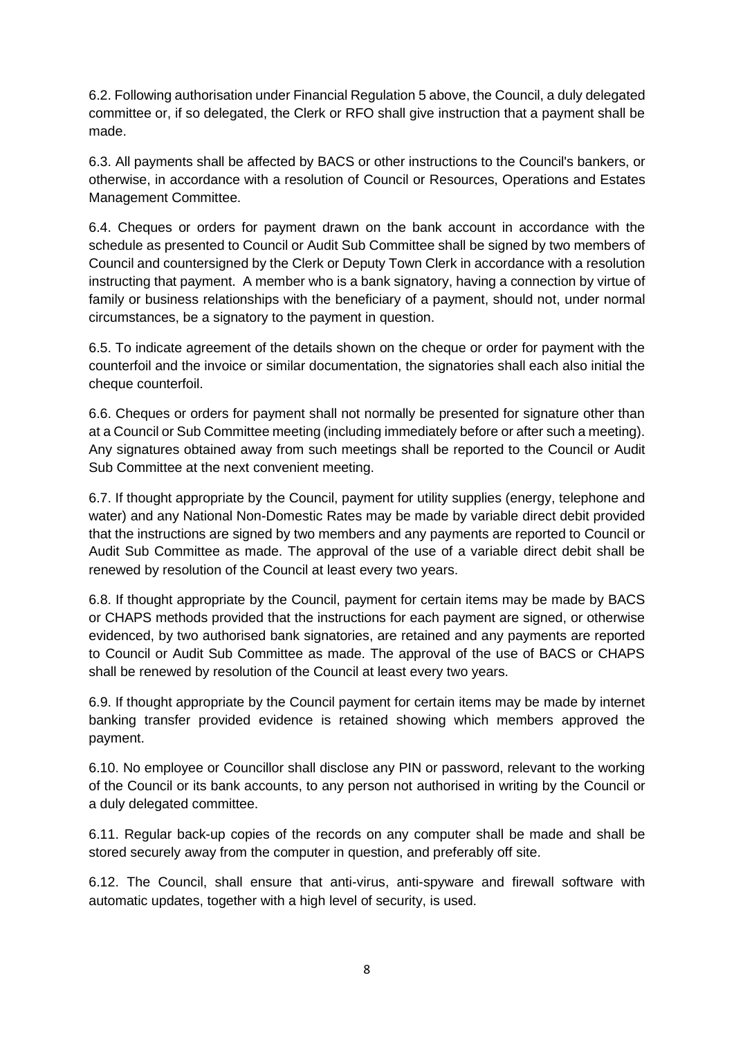6.2. Following authorisation under Financial Regulation 5 above, the Council, a duly delegated committee or, if so delegated, the Clerk or RFO shall give instruction that a payment shall be made.

6.3. All payments shall be affected by BACS or other instructions to the Council's bankers, or otherwise, in accordance with a resolution of Council or Resources, Operations and Estates Management Committee.

6.4. Cheques or orders for payment drawn on the bank account in accordance with the schedule as presented to Council or Audit Sub Committee shall be signed by two members of Council and countersigned by the Clerk or Deputy Town Clerk in accordance with a resolution instructing that payment. A member who is a bank signatory, having a connection by virtue of family or business relationships with the beneficiary of a payment, should not, under normal circumstances, be a signatory to the payment in question.

6.5. To indicate agreement of the details shown on the cheque or order for payment with the counterfoil and the invoice or similar documentation, the signatories shall each also initial the cheque counterfoil.

6.6. Cheques or orders for payment shall not normally be presented for signature other than at a Council or Sub Committee meeting (including immediately before or after such a meeting). Any signatures obtained away from such meetings shall be reported to the Council or Audit Sub Committee at the next convenient meeting.

6.7. If thought appropriate by the Council, payment for utility supplies (energy, telephone and water) and any National Non-Domestic Rates may be made by variable direct debit provided that the instructions are signed by two members and any payments are reported to Council or Audit Sub Committee as made. The approval of the use of a variable direct debit shall be renewed by resolution of the Council at least every two years.

6.8. If thought appropriate by the Council, payment for certain items may be made by BACS or CHAPS methods provided that the instructions for each payment are signed, or otherwise evidenced, by two authorised bank signatories, are retained and any payments are reported to Council or Audit Sub Committee as made. The approval of the use of BACS or CHAPS shall be renewed by resolution of the Council at least every two years.

6.9. If thought appropriate by the Council payment for certain items may be made by internet banking transfer provided evidence is retained showing which members approved the payment.

6.10. No employee or Councillor shall disclose any PIN or password, relevant to the working of the Council or its bank accounts, to any person not authorised in writing by the Council or a duly delegated committee.

6.11. Regular back-up copies of the records on any computer shall be made and shall be stored securely away from the computer in question, and preferably off site.

6.12. The Council, shall ensure that anti-virus, anti-spyware and firewall software with automatic updates, together with a high level of security, is used.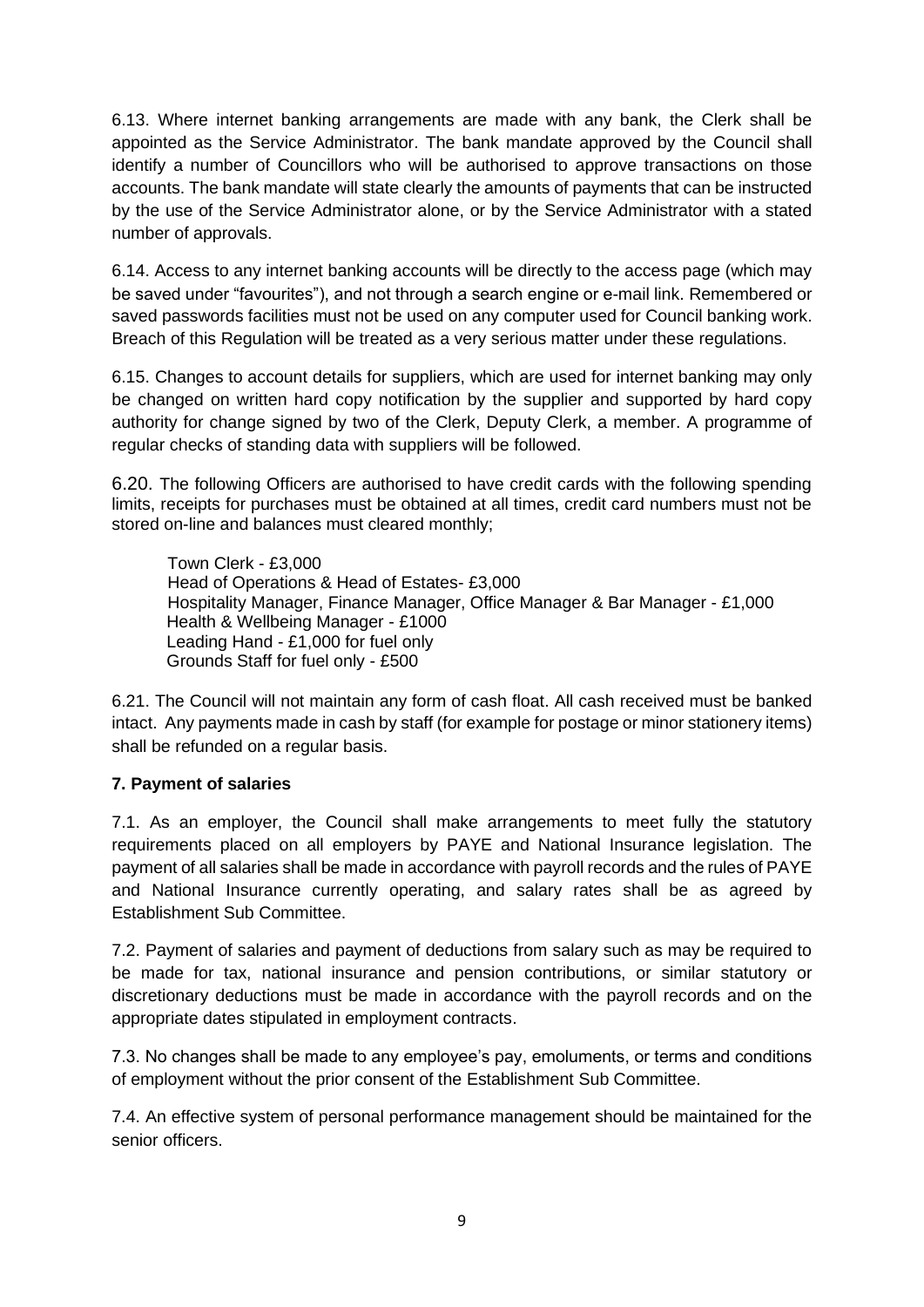6.13. Where internet banking arrangements are made with any bank, the Clerk shall be appointed as the Service Administrator. The bank mandate approved by the Council shall identify a number of Councillors who will be authorised to approve transactions on those accounts. The bank mandate will state clearly the amounts of payments that can be instructed by the use of the Service Administrator alone, or by the Service Administrator with a stated number of approvals.

6.14. Access to any internet banking accounts will be directly to the access page (which may be saved under "favourites"), and not through a search engine or e-mail link. Remembered or saved passwords facilities must not be used on any computer used for Council banking work. Breach of this Regulation will be treated as a very serious matter under these regulations.

6.15. Changes to account details for suppliers, which are used for internet banking may only be changed on written hard copy notification by the supplier and supported by hard copy authority for change signed by two of the Clerk, Deputy Clerk, a member. A programme of regular checks of standing data with suppliers will be followed.

6.20. The following Officers are authorised to have credit cards with the following spending limits, receipts for purchases must be obtained at all times, credit card numbers must not be stored on-line and balances must cleared monthly;

Town Clerk - £3,000
Head of Operations & Head of Estates- £3,000
Hospitality Manager, Finance Manager, Office Manager & Bar Manager - £1,000
Health & Wellbeing Manager - £1000
Leading Hand - £1,000 for fuel only
Grounds Staff for fuel only - £500

6.21. The Council will not maintain any form of cash float. All cash received must be banked intact. Any payments made in cash by staff (for example for postage or minor stationery items) shall be refunded on a regular basis.

**7. Payment of salaries**

7.1. As an employer, the Council shall make arrangements to meet fully the statutory requirements placed on all employers by PAYE and National Insurance legislation. The payment of all salaries shall be made in accordance with payroll records and the rules of PAYE and National Insurance currently operating, and salary rates shall be as agreed by Establishment Sub Committee.

7.2. Payment of salaries and payment of deductions from salary such as may be required to be made for tax, national insurance and pension contributions, or similar statutory or discretionary deductions must be made in accordance with the payroll records and on the appropriate dates stipulated in employment contracts.

7.3. No changes shall be made to any employee's pay, emoluments, or terms and conditions of employment without the prior consent of the Establishment Sub Committee.

7.4. An effective system of personal performance management should be maintained for the senior officers.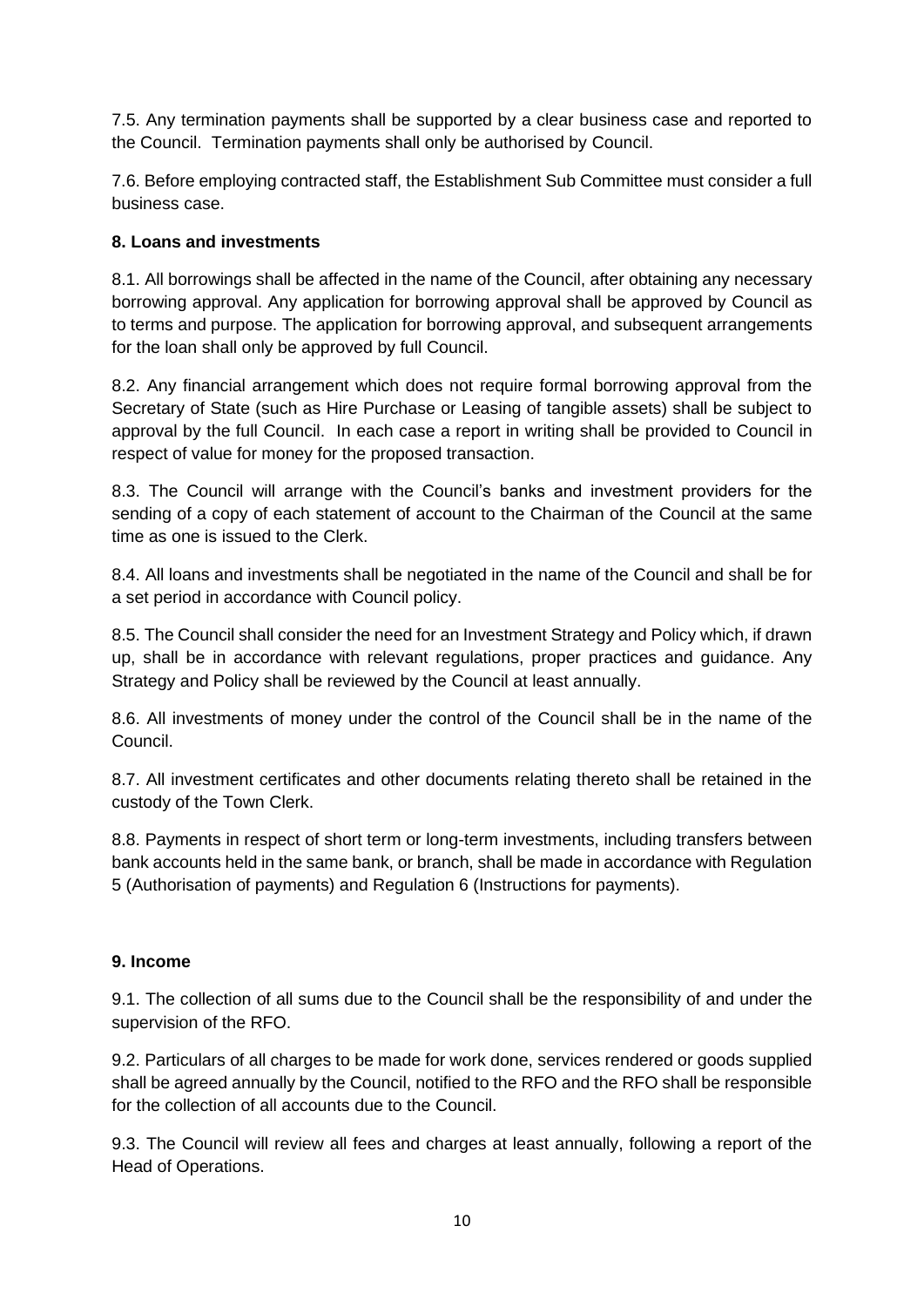7.5. Any termination payments shall be supported by a clear business case and reported to the Council. Termination payments shall only be authorised by Council.

7.6. Before employing contracted staff, the Establishment Sub Committee must consider a full business case.

**8. Loans and investments**

8.1. All borrowings shall be affected in the name of the Council, after obtaining any necessary borrowing approval. Any application for borrowing approval shall be approved by Council as to terms and purpose. The application for borrowing approval, and subsequent arrangements for the loan shall only be approved by full Council.

8.2. Any financial arrangement which does not require formal borrowing approval from the Secretary of State (such as Hire Purchase or Leasing of tangible assets) shall be subject to approval by the full Council. In each case a report in writing shall be provided to Council in respect of value for money for the proposed transaction.

8.3. The Council will arrange with the Council's banks and investment providers for the sending of a copy of each statement of account to the Chairman of the Council at the same time as one is issued to the Clerk.

8.4. All loans and investments shall be negotiated in the name of the Council and shall be for a set period in accordance with Council policy.

8.5. The Council shall consider the need for an Investment Strategy and Policy which, if drawn up, shall be in accordance with relevant regulations, proper practices and guidance. Any Strategy and Policy shall be reviewed by the Council at least annually.

8.6. All investments of money under the control of the Council shall be in the name of the Council.

8.7. All investment certificates and other documents relating thereto shall be retained in the custody of the Town Clerk.

8.8. Payments in respect of short term or long-term investments, including transfers between bank accounts held in the same bank, or branch, shall be made in accordance with Regulation 5 (Authorisation of payments) and Regulation 6 (Instructions for payments).

**9. Income**

9.1. The collection of all sums due to the Council shall be the responsibility of and under the supervision of the RFO.

9.2. Particulars of all charges to be made for work done, services rendered or goods supplied shall be agreed annually by the Council, notified to the RFO and the RFO shall be responsible for the collection of all accounts due to the Council.

9.3. The Council will review all fees and charges at least annually, following a report of the Head of Operations.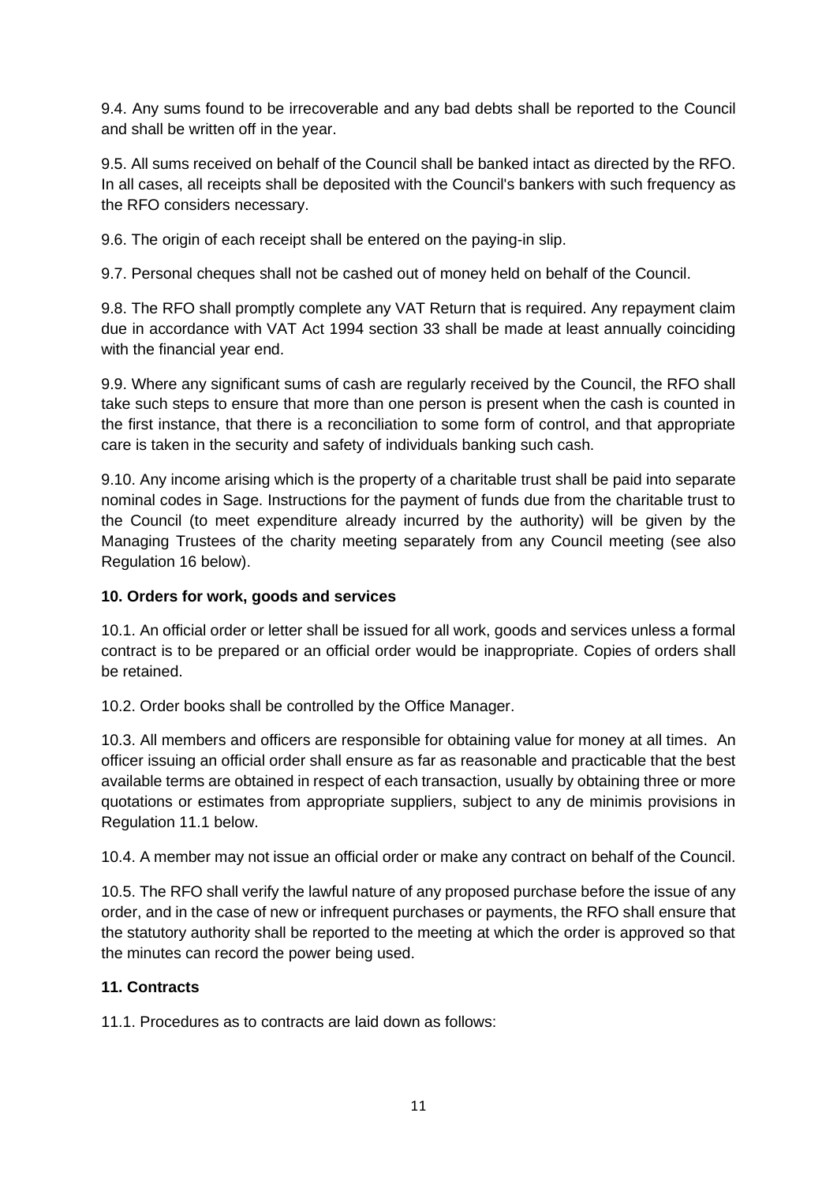9.4. Any sums found to be irrecoverable and any bad debts shall be reported to the Council and shall be written off in the year.

9.5. All sums received on behalf of the Council shall be banked intact as directed by the RFO. In all cases, all receipts shall be deposited with the Council's bankers with such frequency as the RFO considers necessary.

9.6. The origin of each receipt shall be entered on the paying-in slip.

9.7. Personal cheques shall not be cashed out of money held on behalf of the Council.

9.8. The RFO shall promptly complete any VAT Return that is required. Any repayment claim due in accordance with VAT Act 1994 section 33 shall be made at least annually coinciding with the financial year end.

9.9. Where any significant sums of cash are regularly received by the Council, the RFO shall take such steps to ensure that more than one person is present when the cash is counted in the first instance, that there is a reconciliation to some form of control, and that appropriate care is taken in the security and safety of individuals banking such cash.

9.10. Any income arising which is the property of a charitable trust shall be paid into separate nominal codes in Sage. Instructions for the payment of funds due from the charitable trust to the Council (to meet expenditure already incurred by the authority) will be given by the Managing Trustees of the charity meeting separately from any Council meeting (see also Regulation 16 below).

**10. Orders for work, goods and services**

10.1. An official order or letter shall be issued for all work, goods and services unless a formal contract is to be prepared or an official order would be inappropriate. Copies of orders shall be retained.

10.2. Order books shall be controlled by the Office Manager.

10.3. All members and officers are responsible for obtaining value for money at all times. An officer issuing an official order shall ensure as far as reasonable and practicable that the best available terms are obtained in respect of each transaction, usually by obtaining three or more quotations or estimates from appropriate suppliers, subject to any de minimis provisions in Regulation 11.1 below.

10.4. A member may not issue an official order or make any contract on behalf of the Council.

10.5. The RFO shall verify the lawful nature of any proposed purchase before the issue of any order, and in the case of new or infrequent purchases or payments, the RFO shall ensure that the statutory authority shall be reported to the meeting at which the order is approved so that the minutes can record the power being used.

**11. Contracts**

11.1. Procedures as to contracts are laid down as follows: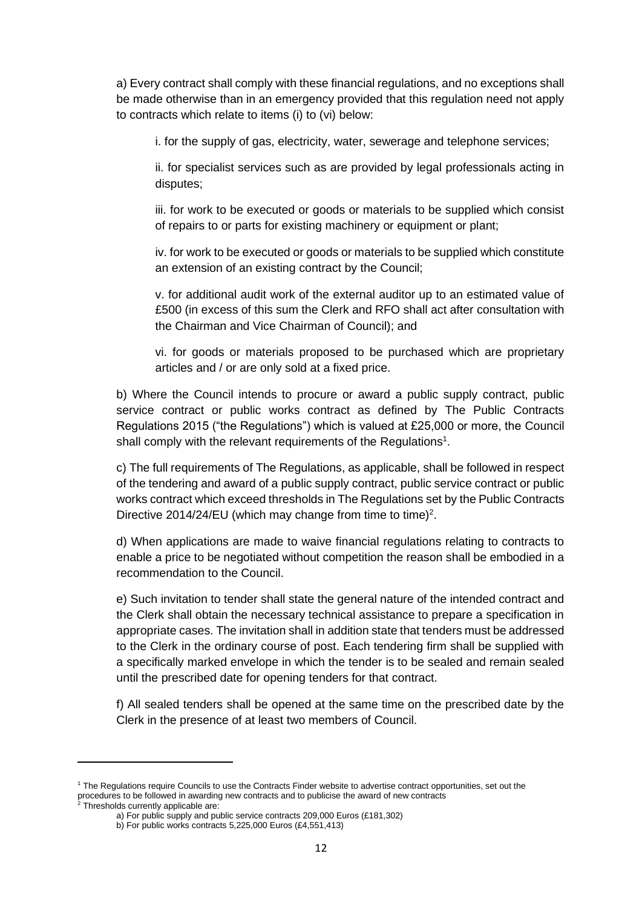a) Every contract shall comply with these financial regulations, and no exceptions shall be made otherwise than in an emergency provided that this regulation need not apply to contracts which relate to items (i) to (vi) below:

i. for the supply of gas, electricity, water, sewerage and telephone services;

ii. for specialist services such as are provided by legal professionals acting in disputes;

iii. for work to be executed or goods or materials to be supplied which consist of repairs to or parts for existing machinery or equipment or plant;

iv. for work to be executed or goods or materials to be supplied which constitute an extension of an existing contract by the Council;

v. for additional audit work of the external auditor up to an estimated value of £500 (in excess of this sum the Clerk and RFO shall act after consultation with the Chairman and Vice Chairman of Council); and

vi. for goods or materials proposed to be purchased which are proprietary articles and / or are only sold at a fixed price.

b) Where the Council intends to procure or award a public supply contract, public service contract or public works contract as defined by The Public Contracts Regulations 2015 ("the Regulations") which is valued at £25,000 or more, the Council shall comply with the relevant requirements of the Regulations[1].

c) The full requirements of The Regulations, as applicable, shall be followed in respect of the tendering and award of a public supply contract, public service contract or public works contract which exceed thresholds in The Regulations set by the Public Contracts Directive 2014/24/EU (which may change from time to time)[2].

d) When applications are made to waive financial regulations relating to contracts to enable a price to be negotiated without competition the reason shall be embodied in a recommendation to the Council.

e) Such invitation to tender shall state the general nature of the intended contract and the Clerk shall obtain the necessary technical assistance to prepare a specification in appropriate cases. The invitation shall in addition state that tenders must be addressed to the Clerk in the ordinary course of post. Each tendering firm shall be supplied with a specifically marked envelope in which the tender is to be sealed and remain sealed until the prescribed date for opening tenders for that contract.

f) All sealed tenders shall be opened at the same time on the prescribed date by the Clerk in the presence of at least two members of Council.

---

[1] The Regulations require Councils to use the Contracts Finder website to advertise contract opportunities, set out the procedures to be followed in awarding new contracts and to publicise the award of new contracts

[2] Thresholds currently applicable are:

a) For public supply and public service contracts 209,000 Euros (£181,302)

b) For public works contracts 5,225,000 Euros (£4,551,413)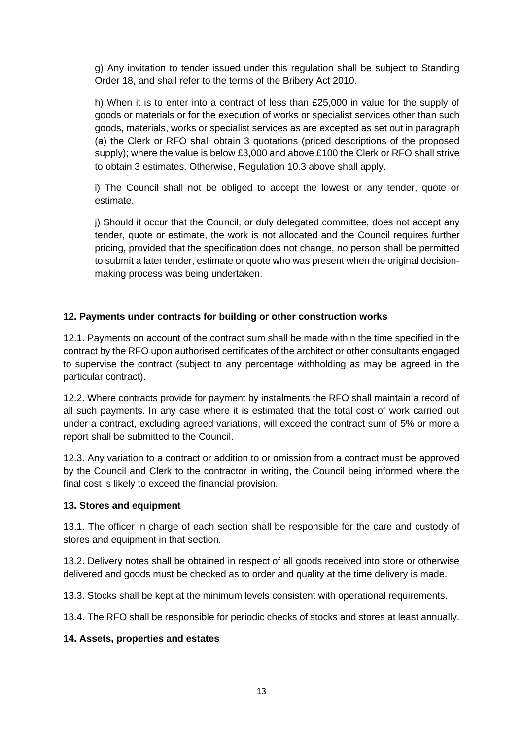g) Any invitation to tender issued under this regulation shall be subject to Standing Order 18, and shall refer to the terms of the Bribery Act 2010.

h) When it is to enter into a contract of less than £25,000 in value for the supply of goods or materials or for the execution of works or specialist services other than such goods, materials, works or specialist services as are excepted as set out in paragraph (a) the Clerk or RFO shall obtain 3 quotations (priced descriptions of the proposed supply); where the value is below £3,000 and above £100 the Clerk or RFO shall strive to obtain 3 estimates. Otherwise, Regulation 10.3 above shall apply.

i) The Council shall not be obliged to accept the lowest or any tender, quote or estimate.

j) Should it occur that the Council, or duly delegated committee, does not accept any tender, quote or estimate, the work is not allocated and the Council requires further pricing, provided that the specification does not change, no person shall be permitted to submit a later tender, estimate or quote who was present when the original decision-making process was being undertaken.

**12. Payments under contracts for building or other construction works**

12.1. Payments on account of the contract sum shall be made within the time specified in the contract by the RFO upon authorised certificates of the architect or other consultants engaged to supervise the contract (subject to any percentage withholding as may be agreed in the particular contract).

12.2. Where contracts provide for payment by instalments the RFO shall maintain a record of all such payments. In any case where it is estimated that the total cost of work carried out under a contract, excluding agreed variations, will exceed the contract sum of 5% or more a report shall be submitted to the Council.

12.3. Any variation to a contract or addition to or omission from a contract must be approved by the Council and Clerk to the contractor in writing, the Council being informed where the final cost is likely to exceed the financial provision.

**13. Stores and equipment**

13.1. The officer in charge of each section shall be responsible for the care and custody of stores and equipment in that section.

13.2. Delivery notes shall be obtained in respect of all goods received into store or otherwise delivered and goods must be checked as to order and quality at the time delivery is made.

13.3. Stocks shall be kept at the minimum levels consistent with operational requirements.

13.4. The RFO shall be responsible for periodic checks of stocks and stores at least annually.

**14. Assets, properties and estates**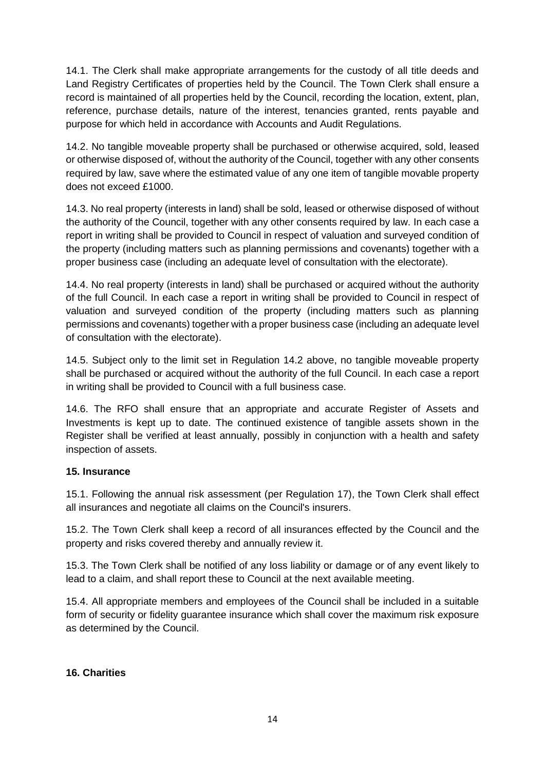14.1. The Clerk shall make appropriate arrangements for the custody of all title deeds and Land Registry Certificates of properties held by the Council. The Town Clerk shall ensure a record is maintained of all properties held by the Council, recording the location, extent, plan, reference, purchase details, nature of the interest, tenancies granted, rents payable and purpose for which held in accordance with Accounts and Audit Regulations.

14.2. No tangible moveable property shall be purchased or otherwise acquired, sold, leased or otherwise disposed of, without the authority of the Council, together with any other consents required by law, save where the estimated value of any one item of tangible movable property does not exceed £1000.

14.3. No real property (interests in land) shall be sold, leased or otherwise disposed of without the authority of the Council, together with any other consents required by law. In each case a report in writing shall be provided to Council in respect of valuation and surveyed condition of the property (including matters such as planning permissions and covenants) together with a proper business case (including an adequate level of consultation with the electorate).

14.4. No real property (interests in land) shall be purchased or acquired without the authority of the full Council. In each case a report in writing shall be provided to Council in respect of valuation and surveyed condition of the property (including matters such as planning permissions and covenants) together with a proper business case (including an adequate level of consultation with the electorate).

14.5. Subject only to the limit set in Regulation 14.2 above, no tangible moveable property shall be purchased or acquired without the authority of the full Council. In each case a report in writing shall be provided to Council with a full business case.

14.6. The RFO shall ensure that an appropriate and accurate Register of Assets and Investments is kept up to date. The continued existence of tangible assets shown in the Register shall be verified at least annually, possibly in conjunction with a health and safety inspection of assets.

## 15. Insurance

15.1. Following the annual risk assessment (per Regulation 17), the Town Clerk shall effect all insurances and negotiate all claims on the Council's insurers.

15.2. The Town Clerk shall keep a record of all insurances effected by the Council and the property and risks covered thereby and annually review it.

15.3. The Town Clerk shall be notified of any loss liability or damage or of any event likely to lead to a claim, and shall report these to Council at the next available meeting.

15.4. All appropriate members and employees of the Council shall be included in a suitable form of security or fidelity guarantee insurance which shall cover the maximum risk exposure as determined by the Council.

## 16. Charities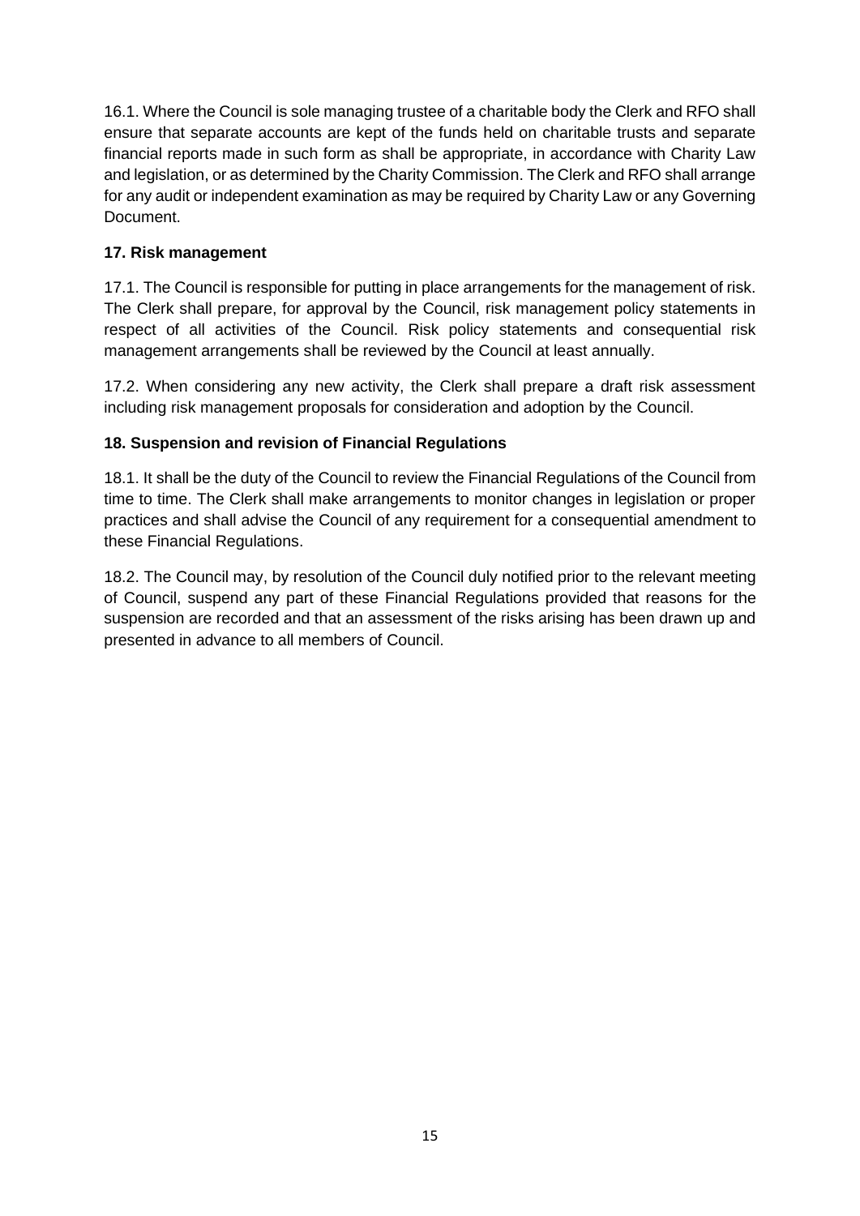16.1. Where the Council is sole managing trustee of a charitable body the Clerk and RFO shall ensure that separate accounts are kept of the funds held on charitable trusts and separate financial reports made in such form as shall be appropriate, in accordance with Charity Law and legislation, or as determined by the Charity Commission. The Clerk and RFO shall arrange for any audit or independent examination as may be required by Charity Law or any Governing Document.

**17. Risk management**

17.1. The Council is responsible for putting in place arrangements for the management of risk. The Clerk shall prepare, for approval by the Council, risk management policy statements in respect of all activities of the Council. Risk policy statements and consequential risk management arrangements shall be reviewed by the Council at least annually.

17.2. When considering any new activity, the Clerk shall prepare a draft risk assessment including risk management proposals for consideration and adoption by the Council.

**18. Suspension and revision of Financial Regulations**

18.1. It shall be the duty of the Council to review the Financial Regulations of the Council from time to time. The Clerk shall make arrangements to monitor changes in legislation or proper practices and shall advise the Council of any requirement for a consequential amendment to these Financial Regulations.

18.2. The Council may, by resolution of the Council duly notified prior to the relevant meeting of Council, suspend any part of these Financial Regulations provided that reasons for the suspension are recorded and that an assessment of the risks arising has been drawn up and presented in advance to all members of Council.